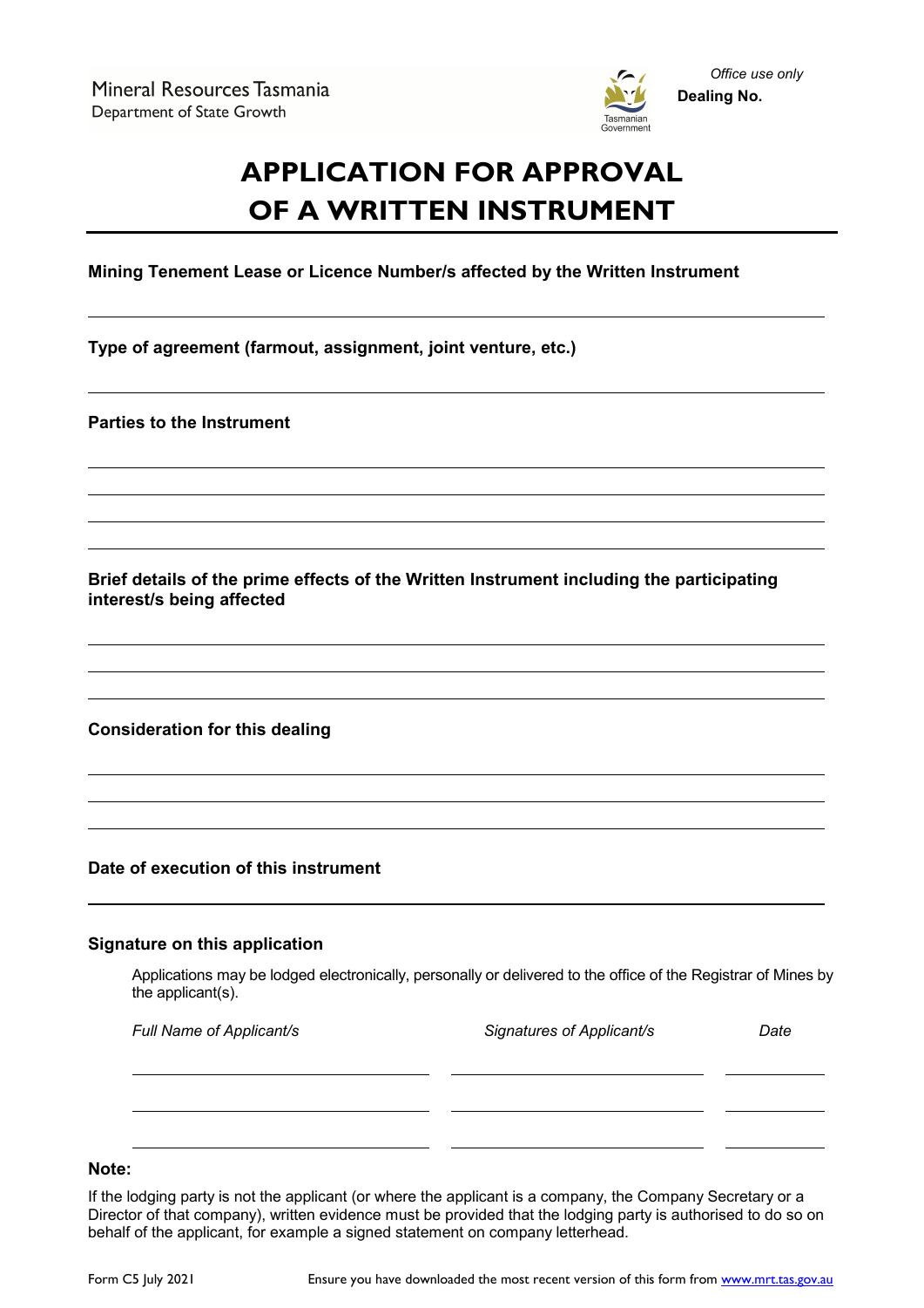Mineral Resources Tasmania
Department of State Growth

Tasmanian Government

*Office use only*
**Dealing No.**

# APPLICATION FOR APPROVAL OF A WRITTEN INSTRUMENT

**Mining Tenement Lease or Licence Number/s affected by the Written Instrument**

---

**Type of agreement (farmout, assignment, joint venture, etc.)**

---

**Parties to the Instrument**

---

---

---

---

**Brief details of the prime effects of the Written Instrument including the participating interest/s being affected**

---

---

---

**Consideration for this dealing**

---

---

---

**Date of execution of this instrument**

---

**Signature on this application**

Applications may be lodged electronically, personally or delivered to the office of the Registrar of Mines by the applicant(s).

| *Full Name of Applicant/s* | *Signatures of Applicant/s* | *Date* |
| --- | --- | --- |
| | | |
| | | |
| | | |

**Note:**

If the lodging party is not the applicant (or where the applicant is a company, the Company Secretary or a Director of that company), written evidence must be provided that the lodging party is authorised to do so on behalf of the applicant, for example a signed statement on company letterhead.

Form C5 July 2021

Ensure you have downloaded the most recent version of this form from www.mrt.tas.gov.au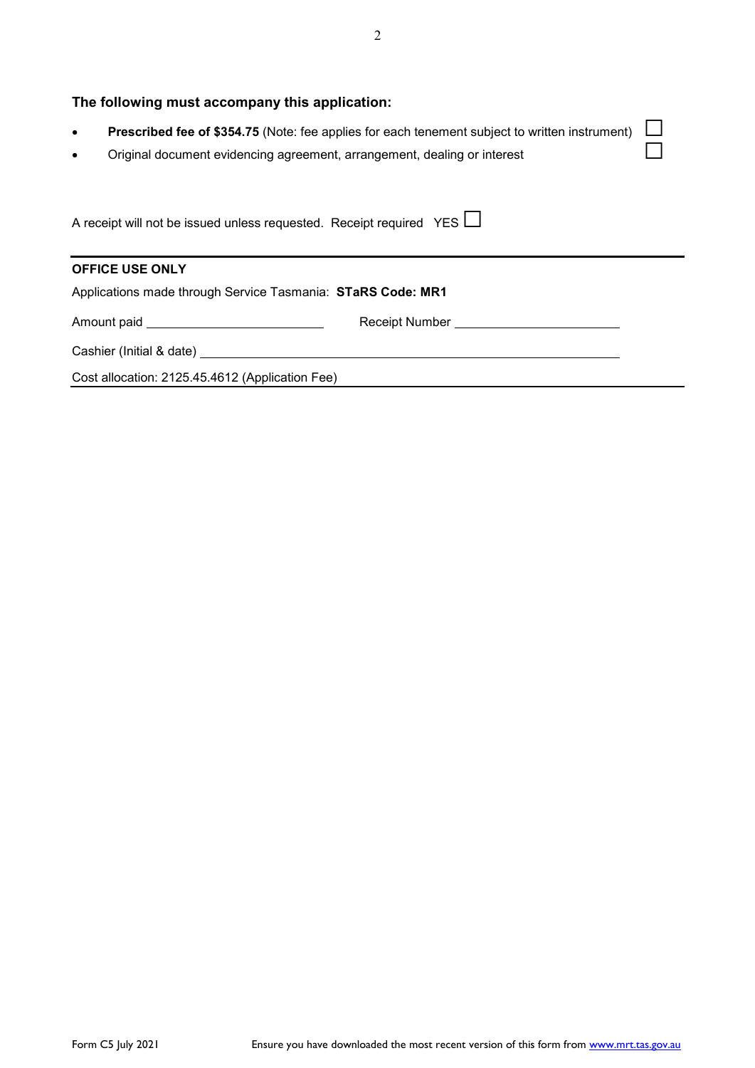### The following must accompany this application:

- **Prescribed fee of $354.75** (Note: fee applies for each tenement subject to written instrument) ☐
- Original document evidencing agreement, arrangement, dealing or interest ☐

A receipt will not be issued unless requested. Receipt required YES ☐

---

**OFFICE USE ONLY**

Applications made through Service Tasmania: **STaRS Code: MR1**

Amount paid ______________________ Receipt Number ______________________

Cashier (Initial & date) ____________________________________________

Cost allocation: 2125.45.4612 (Application Fee)

---

Form C5 July 2021 Ensure you have downloaded the most recent version of this form from www.mrt.tas.gov.au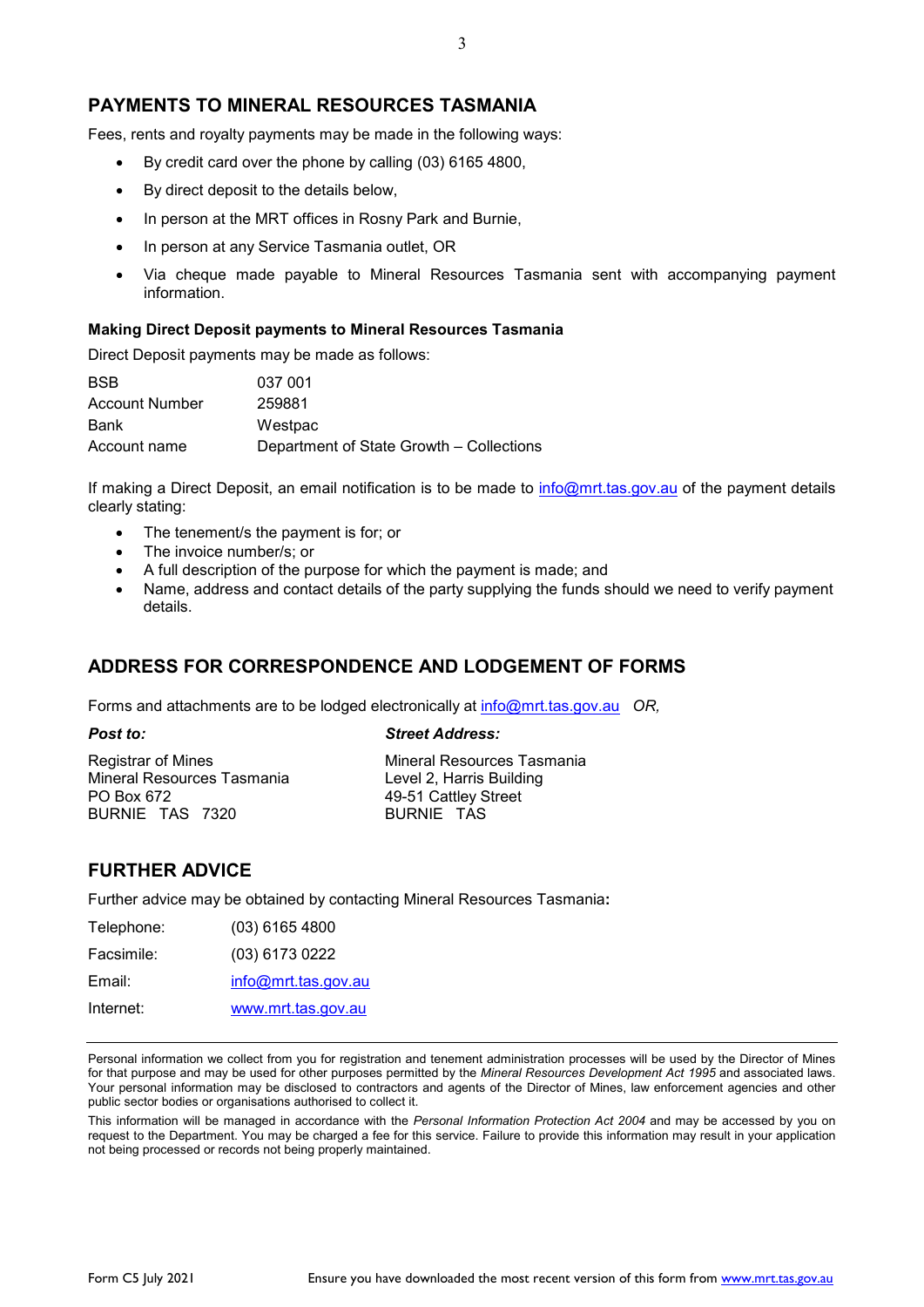## PAYMENTS TO MINERAL RESOURCES TASMANIA

Fees, rents and royalty payments may be made in the following ways:

- By credit card over the phone by calling (03) 6165 4800,
- By direct deposit to the details below,
- In person at the MRT offices in Rosny Park and Burnie,
- In person at any Service Tasmania outlet, OR
- Via cheque made payable to Mineral Resources Tasmania sent with accompanying payment information.

### Making Direct Deposit payments to Mineral Resources Tasmania

Direct Deposit payments may be made as follows:

| | |
|---|---|
| BSB | 037 001 |
| Account Number | 259881 |
| Bank | Westpac |
| Account name | Department of State Growth – Collections |

If making a Direct Deposit, an email notification is to be made to info@mrt.tas.gov.au of the payment details clearly stating:

- The tenement/s the payment is for; or
- The invoice number/s; or
- A full description of the purpose for which the payment is made; and
- Name, address and contact details of the party supplying the funds should we need to verify payment details.

## ADDRESS FOR CORRESPONDENCE AND LODGEMENT OF FORMS

Forms and attachments are to be lodged electronically at info@mrt.tas.gov.au *OR,*

***Post to:***

Registrar of Mines
Mineral Resources Tasmania
PO Box 672
BURNIE TAS 7320

***Street Address:***

Mineral Resources Tasmania
Level 2, Harris Building
49-51 Cattley Street
BURNIE TAS

## FURTHER ADVICE

Further advice may be obtained by contacting Mineral Resources Tasmania**:**

| | |
|---|---|
| Telephone: | (03) 6165 4800 |
| Facsimile: | (03) 6173 0222 |
| Email: | info@mrt.tas.gov.au |
| Internet: | www.mrt.tas.gov.au |

---

Personal information we collect from you for registration and tenement administration processes will be used by the Director of Mines for that purpose and may be used for other purposes permitted by the *Mineral Resources Development Act 1995* and associated laws. Your personal information may be disclosed to contractors and agents of the Director of Mines, law enforcement agencies and other public sector bodies or organisations authorised to collect it.

This information will be managed in accordance with the *Personal Information Protection Act 2004* and may be accessed by you on request to the Department. You may be charged a fee for this service. Failure to provide this information may result in your application not being processed or records not being properly maintained.

Form C5 July 2021 Ensure you have downloaded the most recent version of this form from www.mrt.tas.gov.au